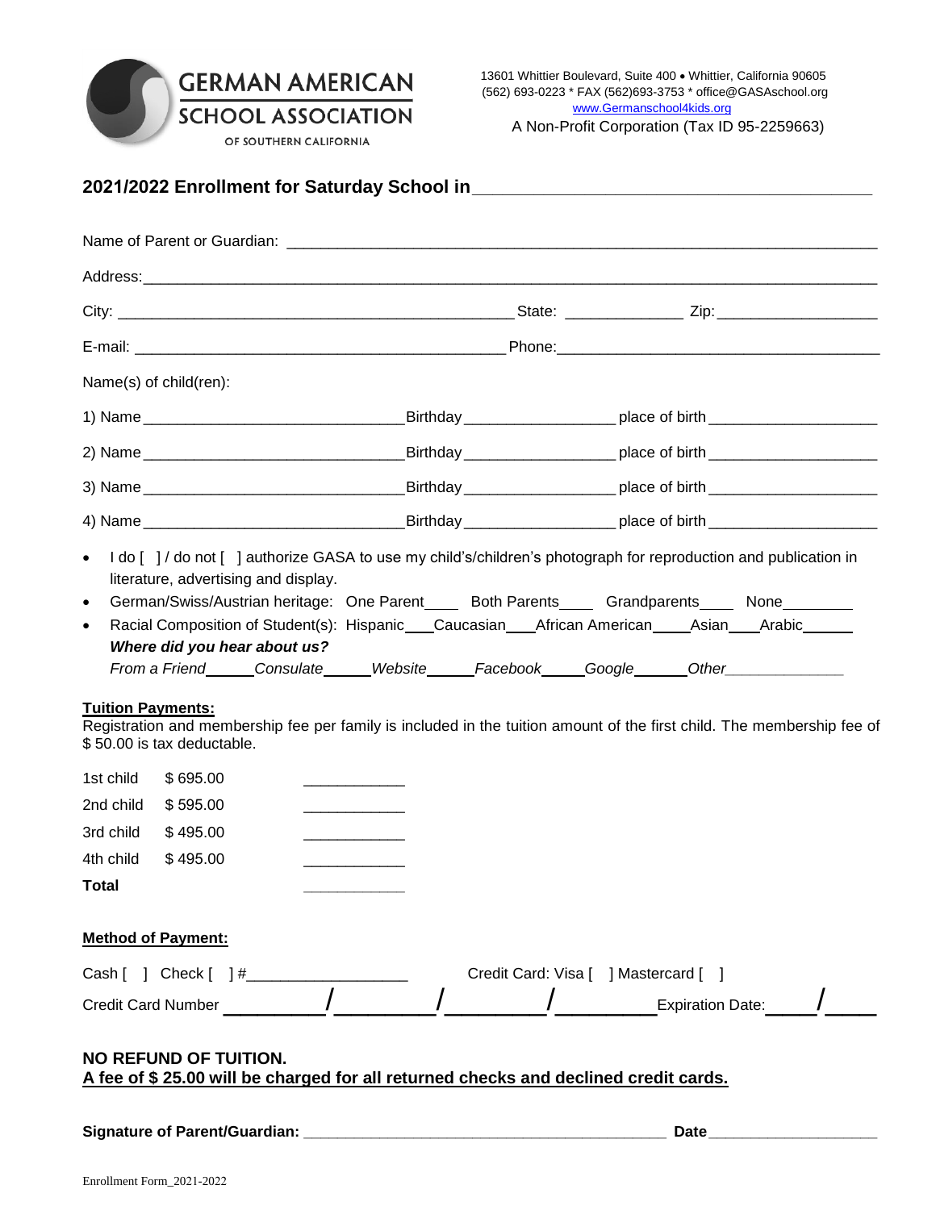**GERMAN AMERICAN SCHOOL ASSOCIATION**
OF SOUTHERN CALIFORNIA

13601 Whittier Boulevard, Suite 400 • Whittier, California 90605
(562) 693-0223 * FAX (562)693-3753 * office@GASAschool.org
www.Germanschool4kids.org
A Non-Profit Corporation (Tax ID 95-2259663)

## 2021/2022 Enrollment for Saturday School in ______________________________

Name of Parent or Guardian: ____________________________________________

Address: ____________________________________________

City: ______________________________ State: __________ Zip: ______________

E-mail: ______________________________ Phone: ______________________________

Name(s) of child(ren):

1) Name ______________________ Birthday ______________ place of birth ______________

2) Name ______________________ Birthday ______________ place of birth ______________

3) Name ______________________ Birthday ______________ place of birth ______________

4) Name ______________________ Birthday ______________ place of birth ______________

- I do [ ] / do not [ ] authorize GASA to use my child's/children's photograph for reproduction and publication in literature, advertising and display.
- German/Swiss/Austrian heritage: One Parent____ Both Parents____ Grandparents____ None________
- Racial Composition of Student(s): Hispanic___Caucasian___African American____Asian___Arabic_____

  ***Where did you hear about us?***

  *From a Friend_____Consulate_____Website_____Facebook_____Google_____Other____________*

**Tuition Payments:**

Registration and membership fee per family is included in the tuition amount of the first child. The membership fee of $ 50.00 is tax deductable.

| | | |
|---|---|---|
| 1st child | $ 695.00 | ___________ |
| 2nd child | $ 595.00 | ___________ |
| 3rd child | $ 495.00 | ___________ |
| 4th child | $ 495.00 | ___________ |
| **Total** | | ___________ |

**Method of Payment:**

Cash [ ] Check [ ] #________________ Credit Card: Visa [ ] Mastercard [ ]

Credit Card Number ________/________/________/________ Expiration Date: _____/_____

**NO REFUND OF TUITION.**

**A fee of $ 25.00 will be charged for all returned checks and declined credit cards.**

**Signature of Parent/Guardian:** ______________________________ **Date** ______________

Enrollment Form_2021-2022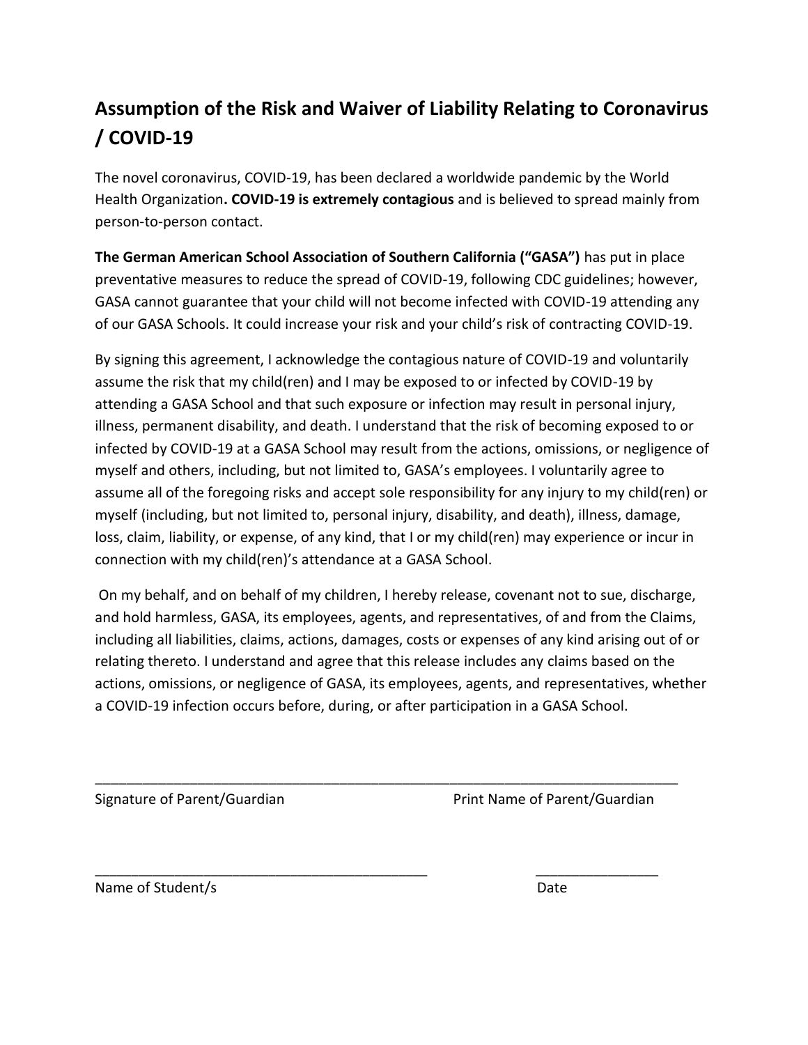## Assumption of the Risk and Waiver of Liability Relating to Coronavirus / COVID-19

The novel coronavirus, COVID-19, has been declared a worldwide pandemic by the World Health Organization**. COVID-19 is extremely contagious** and is believed to spread mainly from person-to-person contact.

**The German American School Association of Southern California ("GASA")** has put in place preventative measures to reduce the spread of COVID-19, following CDC guidelines; however, GASA cannot guarantee that your child will not become infected with COVID-19 attending any of our GASA Schools. It could increase your risk and your child's risk of contracting COVID-19.

By signing this agreement, I acknowledge the contagious nature of COVID-19 and voluntarily assume the risk that my child(ren) and I may be exposed to or infected by COVID-19 by attending a GASA School and that such exposure or infection may result in personal injury, illness, permanent disability, and death. I understand that the risk of becoming exposed to or infected by COVID-19 at a GASA School may result from the actions, omissions, or negligence of myself and others, including, but not limited to, GASA's employees. I voluntarily agree to assume all of the foregoing risks and accept sole responsibility for any injury to my child(ren) or myself (including, but not limited to, personal injury, disability, and death), illness, damage, loss, claim, liability, or expense, of any kind, that I or my child(ren) may experience or incur in connection with my child(ren)'s attendance at a GASA School.

On my behalf, and on behalf of my children, I hereby release, covenant not to sue, discharge, and hold harmless, GASA, its employees, agents, and representatives, of and from the Claims, including all liabilities, claims, actions, damages, costs or expenses of any kind arising out of or relating thereto. I understand and agree that this release includes any claims based on the actions, omissions, or negligence of GASA, its employees, agents, and representatives, whether a COVID-19 infection occurs before, during, or after participation in a GASA School.

\_\_\_\_\_\_\_\_\_\_\_\_\_\_\_\_\_\_\_\_\_\_\_\_\_\_\_\_\_\_\_\_\_\_\_\_\_\_\_\_\_\_\_\_\_\_\_\_\_\_\_\_\_\_\_\_\_\_\_\_\_\_\_\_\_\_\_\_\_\_\_\_

Signature of Parent/Guardian          Print Name of Parent/Guardian

\_\_\_\_\_\_\_\_\_\_\_\_\_\_\_\_\_\_\_\_\_\_\_\_\_\_\_\_\_\_\_\_\_\_\_\_\_\_\_\_          \_\_\_\_\_\_\_\_\_\_\_\_\_\_\_\_

Name of Student/s          Date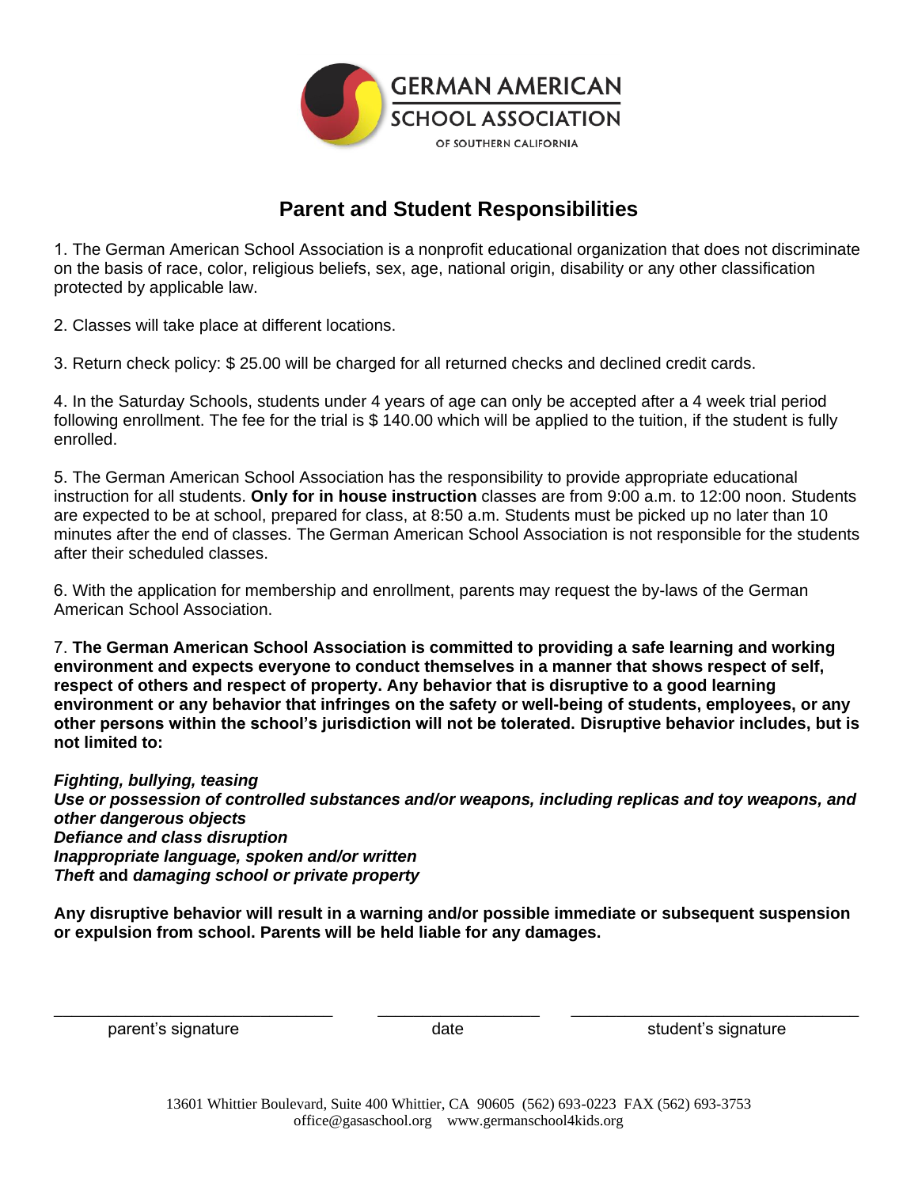GERMAN AMERICAN SCHOOL ASSOCIATION OF SOUTHERN CALIFORNIA

# Parent and Student Responsibilities

1. The German American School Association is a nonprofit educational organization that does not discriminate on the basis of race, color, religious beliefs, sex, age, national origin, disability or any other classification protected by applicable law.

2. Classes will take place at different locations.

3. Return check policy: $ 25.00 will be charged for all returned checks and declined credit cards.

4. In the Saturday Schools, students under 4 years of age can only be accepted after a 4 week trial period following enrollment. The fee for the trial is $ 140.00 which will be applied to the tuition, if the student is fully enrolled.

5. The German American School Association has the responsibility to provide appropriate educational instruction for all students. **Only for in house instruction** classes are from 9:00 a.m. to 12:00 noon. Students are expected to be at school, prepared for class, at 8:50 a.m. Students must be picked up no later than 10 minutes after the end of classes. The German American School Association is not responsible for the students after their scheduled classes.

6. With the application for membership and enrollment, parents may request the by-laws of the German American School Association.

7. **The German American School Association is committed to providing a safe learning and working environment and expects everyone to conduct themselves in a manner that shows respect of self, respect of others and respect of property. Any behavior that is disruptive to a good learning environment or any behavior that infringes on the safety or well-being of students, employees, or any other persons within the school's jurisdiction will not be tolerated. Disruptive behavior includes, but is not limited to:**

***Fighting, bullying, teasing***
***Use or possession of controlled substances and/or weapons, including replicas and toy weapons, and other dangerous objects***
***Defiance and class disruption***
***Inappropriate language, spoken and/or written***
***Theft* and *damaging school or private property***

**Any disruptive behavior will result in a warning and/or possible immediate or subsequent suspension or expulsion from school. Parents will be held liable for any damages.**

\_\_\_\_\_\_\_\_\_\_\_\_\_\_\_\_\_\_\_\_\_\_\_\_\_ \_\_\_\_\_\_\_\_\_\_\_\_\_\_\_ \_\_\_\_\_\_\_\_\_\_\_\_\_\_\_\_\_\_\_\_\_\_\_\_\_

parent's signature date student's signature

13601 Whittier Boulevard, Suite 400 Whittier, CA 90605 (562) 693-0223 FAX (562) 693-3753
office@gasaschool.org www.germanschool4kids.org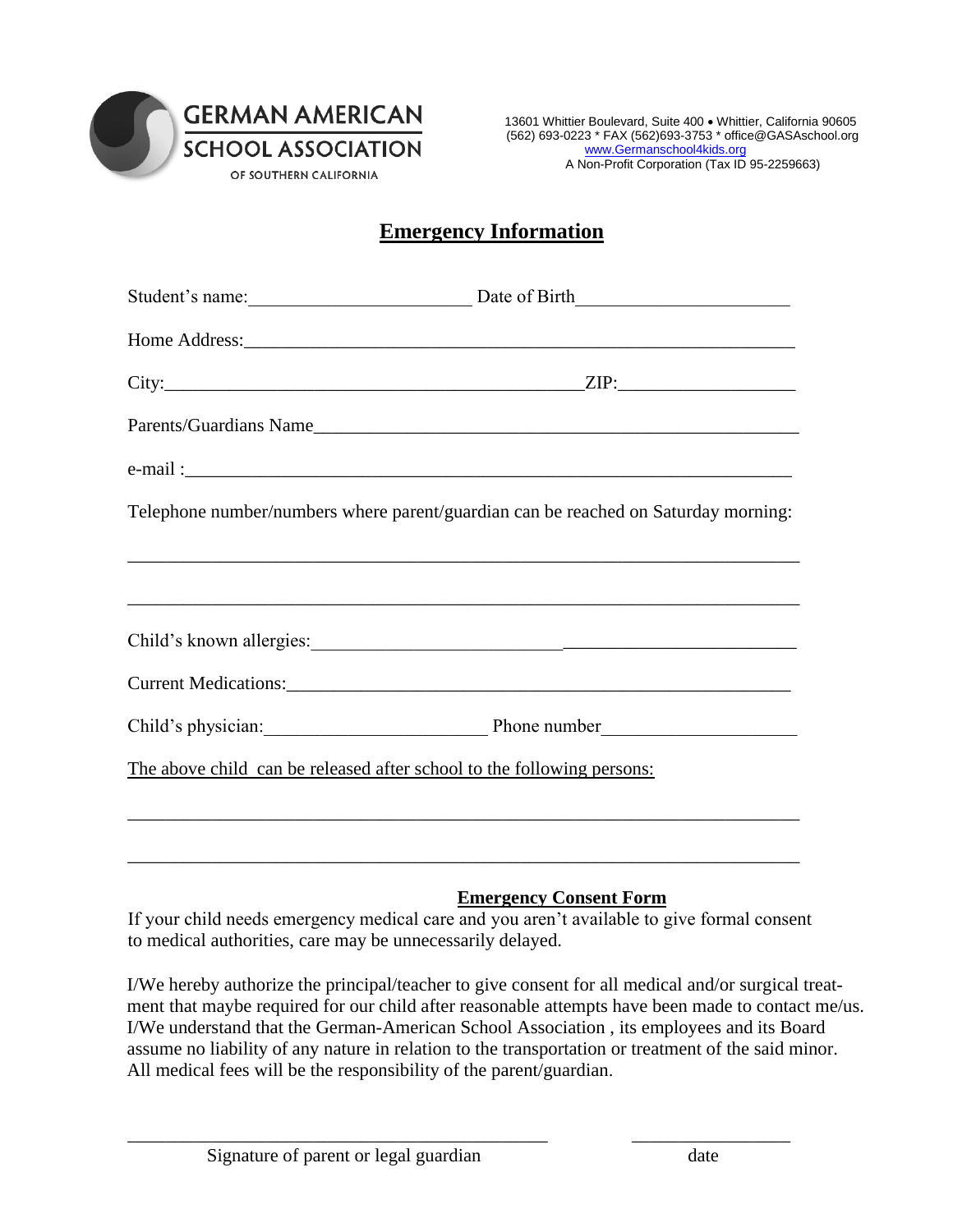GERMAN AMERICAN
SCHOOL ASSOCIATION
OF SOUTHERN CALIFORNIA

13601 Whittier Boulevard, Suite 400 • Whittier, California 90605
(562) 693-0223 * FAX (562)693-3753 * office@GASAschool.org
www.Germanschool4kids.org
A Non-Profit Corporation (Tax ID 95-2259663)

# Emergency Information

Student's name:________________________ Date of Birth_______________________

Home Address:___________________________________________________________

City:_____________________________________________ZIP:___________________

Parents/Guardians Name_____________________________________________________

e-mail :_________________________________________________________________

Telephone number/numbers where parent/guardian can be reached on Saturday morning:

_________________________________________________________________________

_________________________________________________________________________

Child's known allergies:____________________________________________________

Current Medications:_______________________________________________________

Child's physician:________________________ Phone number_____________________

The above child can be released after school to the following persons:

_________________________________________________________________________

_________________________________________________________________________

## Emergency Consent Form

If your child needs emergency medical care and you aren't available to give formal consent to medical authorities, care may be unnecessarily delayed.

I/We hereby authorize the principal/teacher to give consent for all medical and/or surgical treatment that maybe required for our child after reasonable attempts have been made to contact me/us. I/We understand that the German-American School Association , its employees and its Board assume no liability of any nature in relation to the transportation or treatment of the said minor. All medical fees will be the responsibility of the parent/guardian.

_____________________________________________ _________________

Signature of parent or legal guardian date